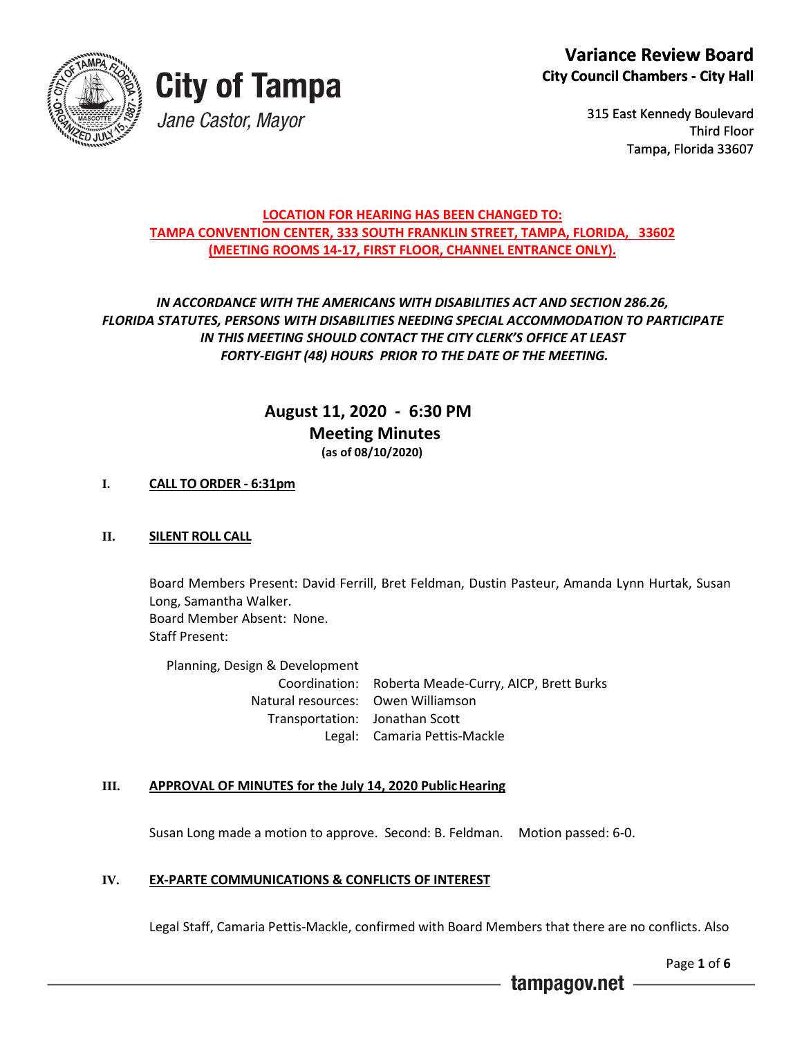City of Tampa

Jane Castor, Mayor

# Variance Review Board

**City Council Chambers - City Hall**

315 East Kennedy Boulevard
Third Floor
Tampa, Florida 33607

**LOCATION FOR HEARING HAS BEEN CHANGED TO:**
**TAMPA CONVENTION CENTER, 333 SOUTH FRANKLIN STREET, TAMPA, FLORIDA, 33602**
**(MEETING ROOMS 14-17, FIRST FLOOR, CHANNEL ENTRANCE ONLY).**

***IN ACCORDANCE WITH THE AMERICANS WITH DISABILITIES ACT AND SECTION 286.26, FLORIDA STATUTES, PERSONS WITH DISABILITIES NEEDING SPECIAL ACCOMMODATION TO PARTICIPATE IN THIS MEETING SHOULD CONTACT THE CITY CLERK'S OFFICE AT LEAST FORTY-EIGHT (48) HOURS PRIOR TO THE DATE OF THE MEETING.***

## August 11, 2020 - 6:30 PM
## Meeting Minutes
**(as of 08/10/2020)**

**I. CALL TO ORDER - 6:31pm**

**II. SILENT ROLL CALL**

Board Members Present: David Ferrill, Bret Feldman, Dustin Pasteur, Amanda Lynn Hurtak, Susan Long, Samantha Walker.
Board Member Absent: None.
Staff Present:

Planning, Design & Development
- Coordination: Roberta Meade-Curry, AICP, Brett Burks
- Natural resources: Owen Williamson
- Transportation: Jonathan Scott
- Legal: Camaria Pettis-Mackle

**III. APPROVAL OF MINUTES for the July 14, 2020 Public Hearing**

Susan Long made a motion to approve. Second: B. Feldman. Motion passed: 6-0.

**IV. EX-PARTE COMMUNICATIONS & CONFLICTS OF INTEREST**

Legal Staff, Camaria Pettis-Mackle, confirmed with Board Members that there are no conflicts. Also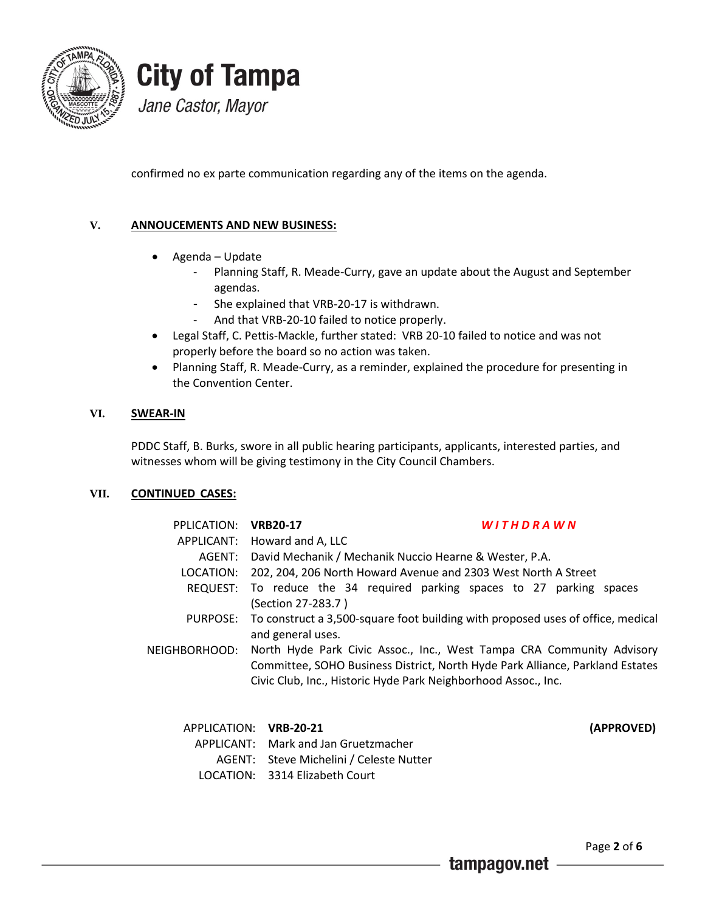confirmed no ex parte communication regarding any of the items on the agenda.

## V. ANNOUCEMENTS AND NEW BUSINESS:

- Agenda – Update
  - Planning Staff, R. Meade-Curry, gave an update about the August and September agendas.
  - She explained that VRB-20-17 is withdrawn.
  - And that VRB-20-10 failed to notice properly.
- Legal Staff, C. Pettis-Mackle, further stated: VRB 20-10 failed to notice and was not properly before the board so no action was taken.
- Planning Staff, R. Meade-Curry, as a reminder, explained the procedure for presenting in the Convention Center.

## VI. SWEAR-IN

PDDC Staff, B. Burks, swore in all public hearing participants, applicants, interested parties, and witnesses whom will be giving testimony in the City Council Chambers.

## VII. CONTINUED CASES:

PPLICATION: **VRB20-17** ***WITHDRAWN***
APPLICANT: Howard and A, LLC
AGENT: David Mechanik / Mechanik Nuccio Hearne & Wester, P.A.
LOCATION: 202, 204, 206 North Howard Avenue and 2303 West North A Street
REQUEST: To reduce the 34 required parking spaces to 27 parking spaces (Section 27-283.7 )
PURPOSE: To construct a 3,500-square foot building with proposed uses of office, medical and general uses.
NEIGHBORHOOD: North Hyde Park Civic Assoc., Inc., West Tampa CRA Community Advisory Committee, SOHO Business District, North Hyde Park Alliance, Parkland Estates Civic Club, Inc., Historic Hyde Park Neighborhood Assoc., Inc.

APPLICATION: **VRB-20-21** **(APPROVED)**
APPLICANT: Mark and Jan Gruetzmacher
AGENT: Steve Michelini / Celeste Nutter
LOCATION: 3314 Elizabeth Court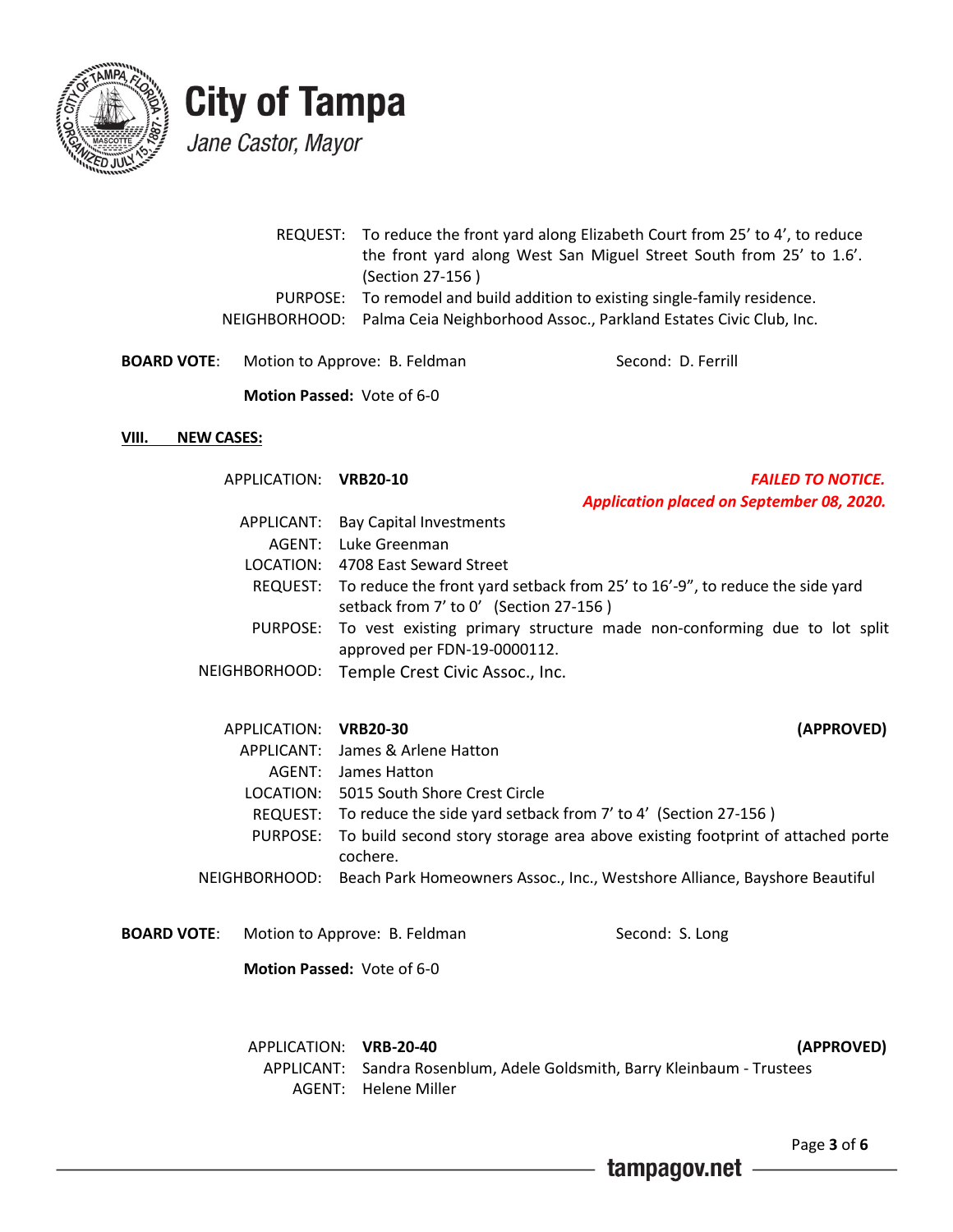REQUEST: To reduce the front yard along Elizabeth Court from 25’ to 4’, to reduce the front yard along West San Miguel Street South from 25’ to 1.6’. (Section 27-156 )
PURPOSE: To remodel and build addition to existing single-family residence.
NEIGHBORHOOD: Palma Ceia Neighborhood Assoc., Parkland Estates Civic Club, Inc.

**BOARD VOTE**: Motion to Approve: B. Feldman Second: D. Ferrill

**Motion Passed:** Vote of 6-0

## VIII. NEW CASES:

APPLICATION: **VRB20-10** ***FAILED TO NOTICE. Application placed on September 08, 2020.***
APPLICANT: Bay Capital Investments
AGENT: Luke Greenman
LOCATION: 4708 East Seward Street
REQUEST: To reduce the front yard setback from 25’ to 16’-9”, to reduce the side yard setback from 7’ to 0’ (Section 27-156 )
PURPOSE: To vest existing primary structure made non-conforming due to lot split approved per FDN-19-0000112.
NEIGHBORHOOD: Temple Crest Civic Assoc., Inc.

APPLICATION: **VRB20-30** **(APPROVED)**
APPLICANT: James & Arlene Hatton
AGENT: James Hatton
LOCATION: 5015 South Shore Crest Circle
REQUEST: To reduce the side yard setback from 7’ to 4’ (Section 27-156 )
PURPOSE: To build second story storage area above existing footprint of attached porte cochere.
NEIGHBORHOOD: Beach Park Homeowners Assoc., Inc., Westshore Alliance, Bayshore Beautiful

**BOARD VOTE**: Motion to Approve: B. Feldman Second: S. Long

**Motion Passed:** Vote of 6-0

APPLICATION: **VRB-20-40** **(APPROVED)**
APPLICANT: Sandra Rosenblum, Adele Goldsmith, Barry Kleinbaum - Trustees
AGENT: Helene Miller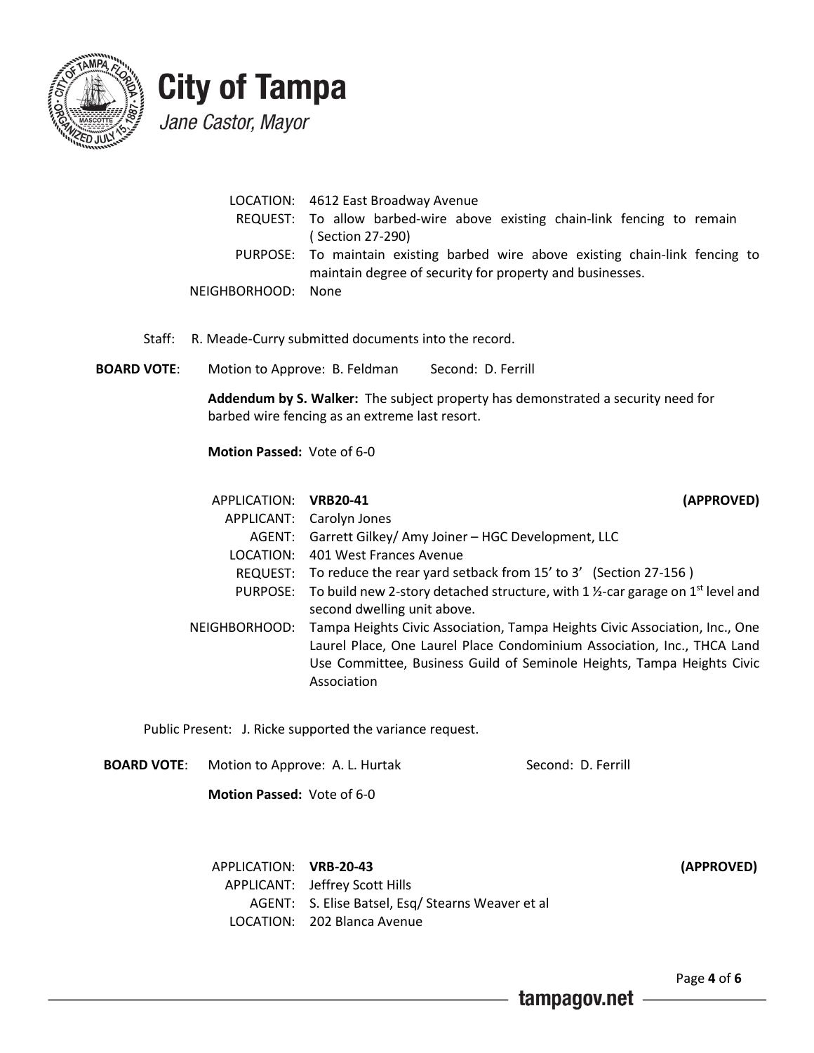LOCATION: 4612 East Broadway Avenue
REQUEST: To allow barbed-wire above existing chain-link fencing to remain ( Section 27-290)
PURPOSE: To maintain existing barbed wire above existing chain-link fencing to maintain degree of security for property and businesses.
NEIGHBORHOOD: None

Staff: R. Meade-Curry submitted documents into the record.

**BOARD VOTE**: Motion to Approve: B. Feldman Second: D. Ferrill

**Addendum by S. Walker:** The subject property has demonstrated a security need for barbed wire fencing as an extreme last resort.

**Motion Passed:** Vote of 6-0

APPLICATION: **VRB20-41** **(APPROVED)**
APPLICANT: Carolyn Jones
AGENT: Garrett Gilkey/ Amy Joiner – HGC Development, LLC
LOCATION: 401 West Frances Avenue
REQUEST: To reduce the rear yard setback from 15' to 3' (Section 27-156 )
PURPOSE: To build new 2-story detached structure, with 1 ½-car garage on 1st level and second dwelling unit above.
NEIGHBORHOOD: Tampa Heights Civic Association, Tampa Heights Civic Association, Inc., One Laurel Place, One Laurel Place Condominium Association, Inc., THCA Land Use Committee, Business Guild of Seminole Heights, Tampa Heights Civic Association

Public Present: J. Ricke supported the variance request.

**BOARD VOTE**: Motion to Approve: A. L. Hurtak Second: D. Ferrill

**Motion Passed:** Vote of 6-0

APPLICATION: **VRB-20-43** **(APPROVED)**
APPLICANT: Jeffrey Scott Hills
AGENT: S. Elise Batsel, Esq/ Stearns Weaver et al
LOCATION: 202 Blanca Avenue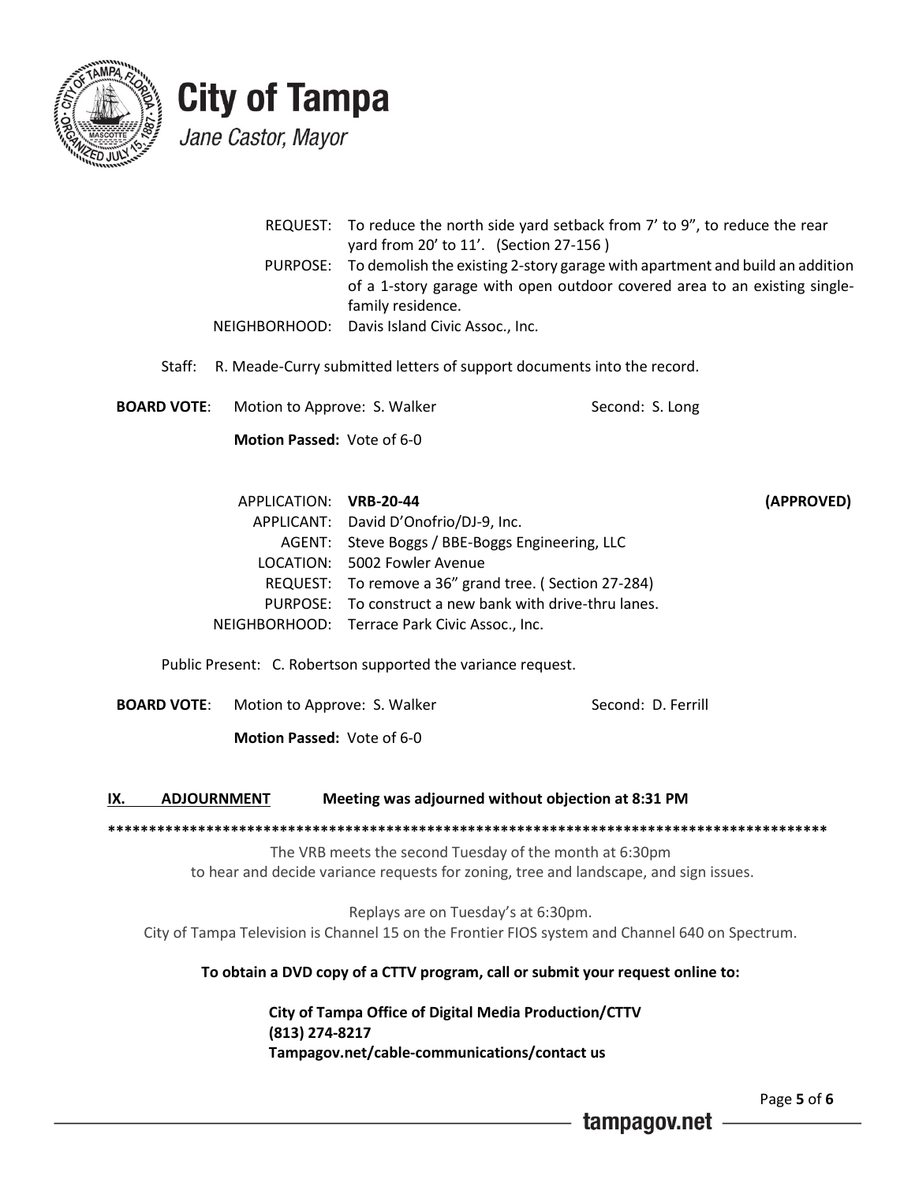REQUEST: To reduce the north side yard setback from 7' to 9", to reduce the rear yard from 20' to 11'. (Section 27-156 )

PURPOSE: To demolish the existing 2-story garage with apartment and build an addition of a 1-story garage with open outdoor covered area to an existing single-family residence.

NEIGHBORHOOD: Davis Island Civic Assoc., Inc.

Staff: R. Meade-Curry submitted letters of support documents into the record.

**BOARD VOTE**: Motion to Approve: S. Walker Second: S. Long

**Motion Passed:** Vote of 6-0

APPLICATION: **VRB-20-44** **(APPROVED)**

APPLICANT: David D'Onofrio/DJ-9, Inc.

AGENT: Steve Boggs / BBE-Boggs Engineering, LLC

LOCATION: 5002 Fowler Avenue

REQUEST: To remove a 36" grand tree. ( Section 27-284)

PURPOSE: To construct a new bank with drive-thru lanes.

NEIGHBORHOOD: Terrace Park Civic Assoc., Inc.

Public Present: C. Robertson supported the variance request.

**BOARD VOTE**: Motion to Approve: S. Walker Second: D. Ferrill

**Motion Passed:** Vote of 6-0

## IX. ADJOURNMENT **Meeting was adjourned without objection at 8:31 PM**

**********************************************************************************************

The VRB meets the second Tuesday of the month at 6:30pm
to hear and decide variance requests for zoning, tree and landscape, and sign issues.

Replays are on Tuesday's at 6:30pm.
City of Tampa Television is Channel 15 on the Frontier FIOS system and Channel 640 on Spectrum.

**To obtain a DVD copy of a CTTV program, call or submit your request online to:**

**City of Tampa Office of Digital Media Production/CTTV**
**(813) 274-8217**
**Tampagov.net/cable-communications/contact us**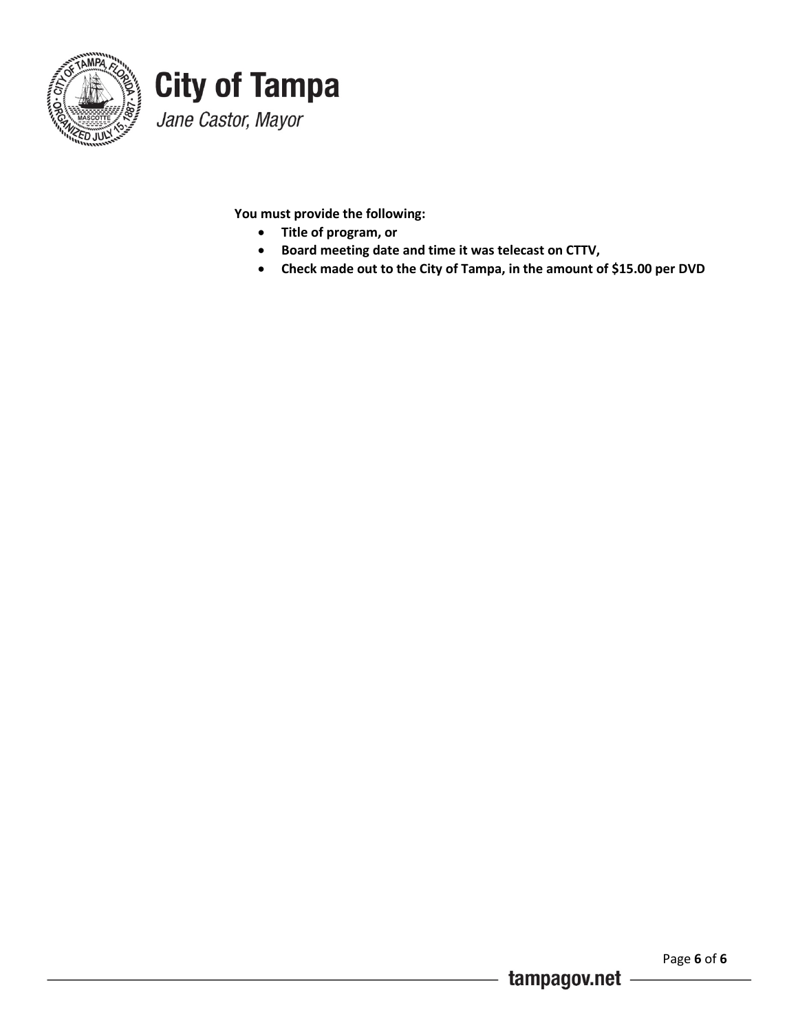**You must provide the following:**

- **Title of program, or**
- **Board meeting date and time it was telecast on CTTV,**
- **Check made out to the City of Tampa, in the amount of $15.00 per DVD**